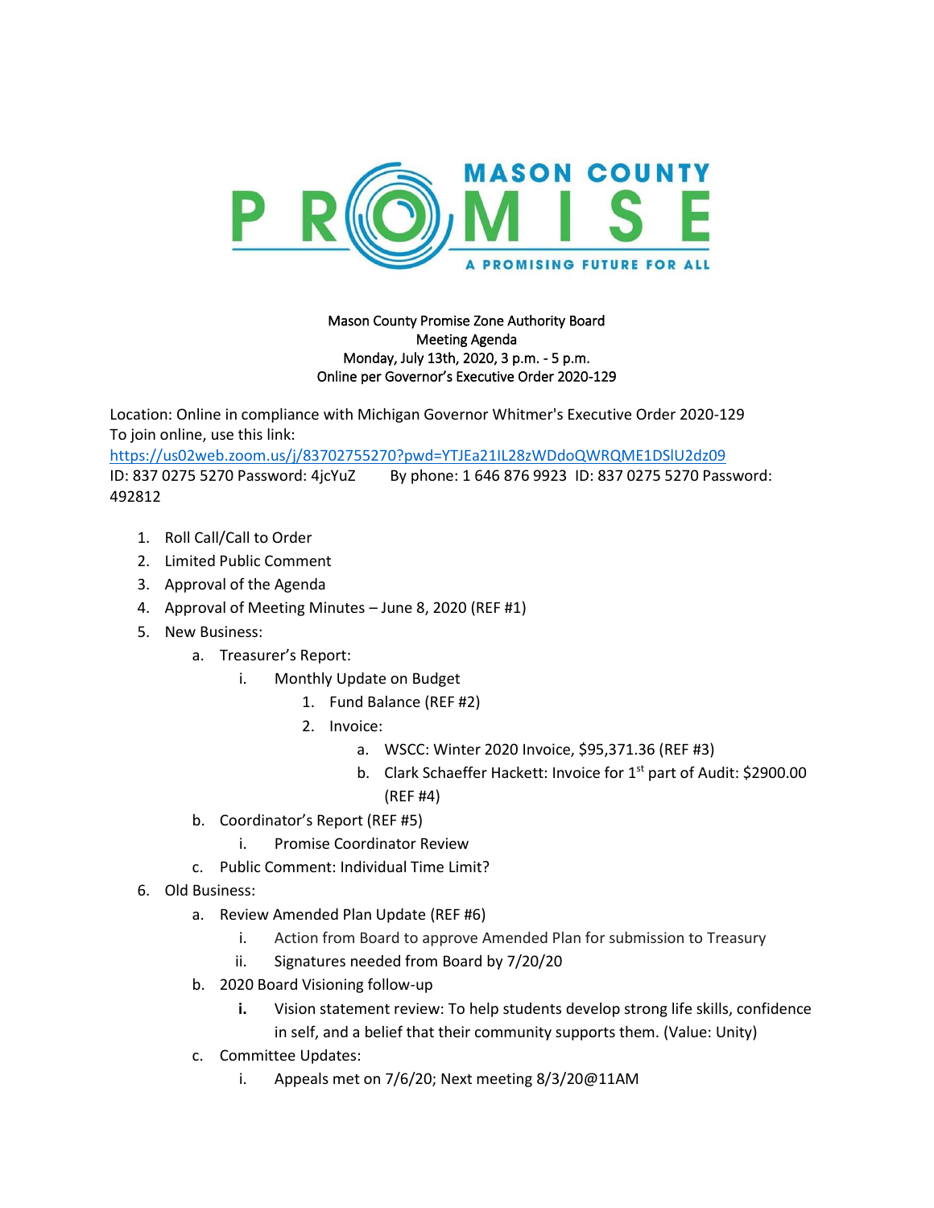MASON COUNTY PROMISE

A PROMISING FUTURE FOR ALL

Mason County Promise Zone Authority Board
Meeting Agenda
Monday, July 13th, 2020, 3 p.m. - 5 p.m.
Online per Governor's Executive Order 2020-129

Location: Online in compliance with Michigan Governor Whitmer's Executive Order 2020-129
To join online, use this link:
https://us02web.zoom.us/j/83702755270?pwd=YTJEa21IL28zWDdoQWRQME1DSlU2dz09
ID: 837 0275 5270 Password: 4jcYuZ      By phone: 1 646 876 9923  ID: 837 0275 5270 Password: 492812

1. Roll Call/Call to Order
2. Limited Public Comment
3. Approval of the Agenda
4. Approval of Meeting Minutes – June 8, 2020 (REF #1)
5. New Business:
   a. Treasurer's Report:
      i. Monthly Update on Budget
         1. Fund Balance (REF #2)
         2. Invoice:
            a. WSCC: Winter 2020 Invoice, $95,371.36 (REF #3)
            b. Clark Schaeffer Hackett: Invoice for 1st part of Audit: $2900.00 (REF #4)
   b. Coordinator's Report (REF #5)
      i. Promise Coordinator Review
   c. Public Comment: Individual Time Limit?
6. Old Business:
   a. Review Amended Plan Update (REF #6)
      i. Action from Board to approve Amended Plan for submission to Treasury
      ii. Signatures needed from Board by 7/20/20
   b. 2020 Board Visioning follow-up
      i. Vision statement review: To help students develop strong life skills, confidence in self, and a belief that their community supports them. (Value: Unity)
   c. Committee Updates:
      i. Appeals met on 7/6/20; Next meeting 8/3/20@11AM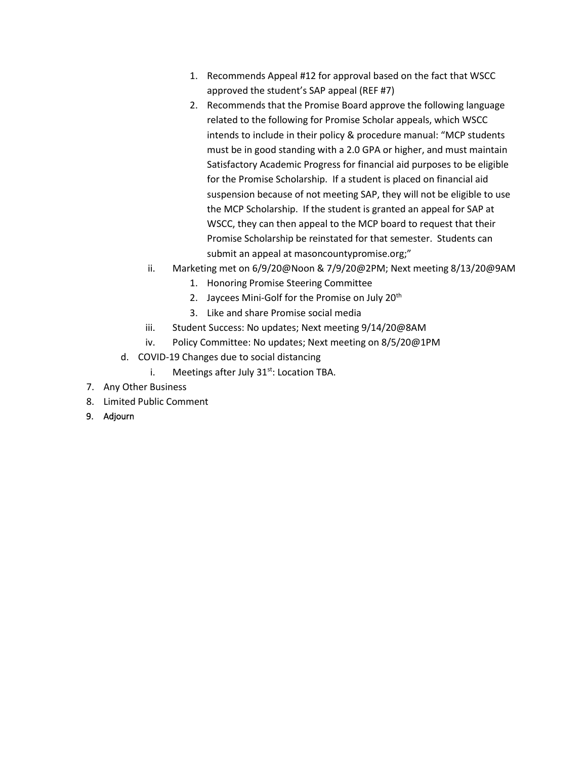1. Recommends Appeal #12 for approval based on the fact that WSCC approved the student's SAP appeal (REF #7)
2. Recommends that the Promise Board approve the following language related to the following for Promise Scholar appeals, which WSCC intends to include in their policy & procedure manual: "MCP students must be in good standing with a 2.0 GPA or higher, and must maintain Satisfactory Academic Progress for financial aid purposes to be eligible for the Promise Scholarship. If a student is placed on financial aid suspension because of not meeting SAP, they will not be eligible to use the MCP Scholarship. If the student is granted an appeal for SAP at WSCC, they can then appeal to the MCP board to request that their Promise Scholarship be reinstated for that semester. Students can submit an appeal at masoncountypromise.org;"

ii. Marketing met on 6/9/20@Noon & 7/9/20@2PM; Next meeting 8/13/20@9AM
   1. Honoring Promise Steering Committee
   2. Jaycees Mini-Golf for the Promise on July 20th
   3. Like and share Promise social media

iii. Student Success: No updates; Next meeting 9/14/20@8AM

iv. Policy Committee: No updates; Next meeting on 8/5/20@1PM

d. COVID-19 Changes due to social distancing
   i. Meetings after July 31st: Location TBA.

7. Any Other Business
8. Limited Public Comment
9. Adjourn